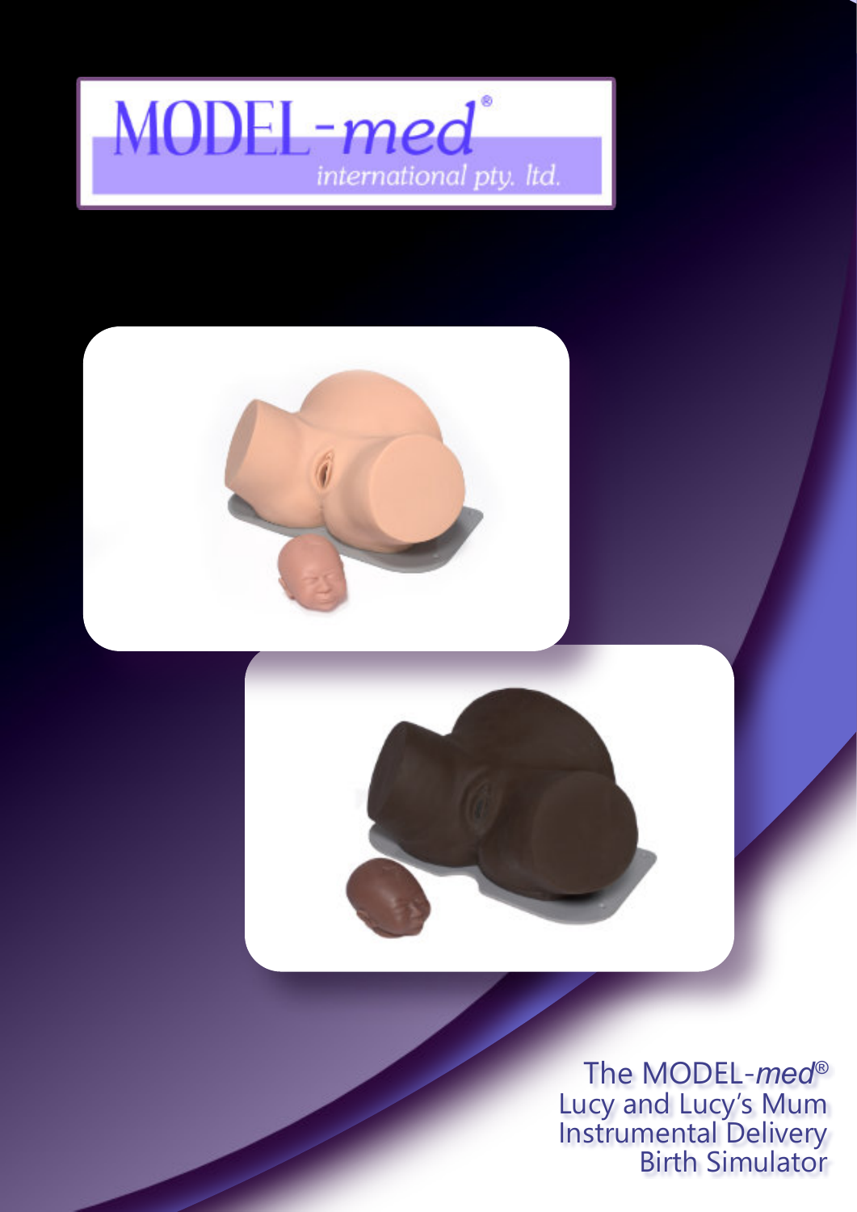MODEL-*med*®

*international pty. ltd.*

# The MODEL-*med*® Lucy and Lucy's Mum Instrumental Delivery Birth Simulator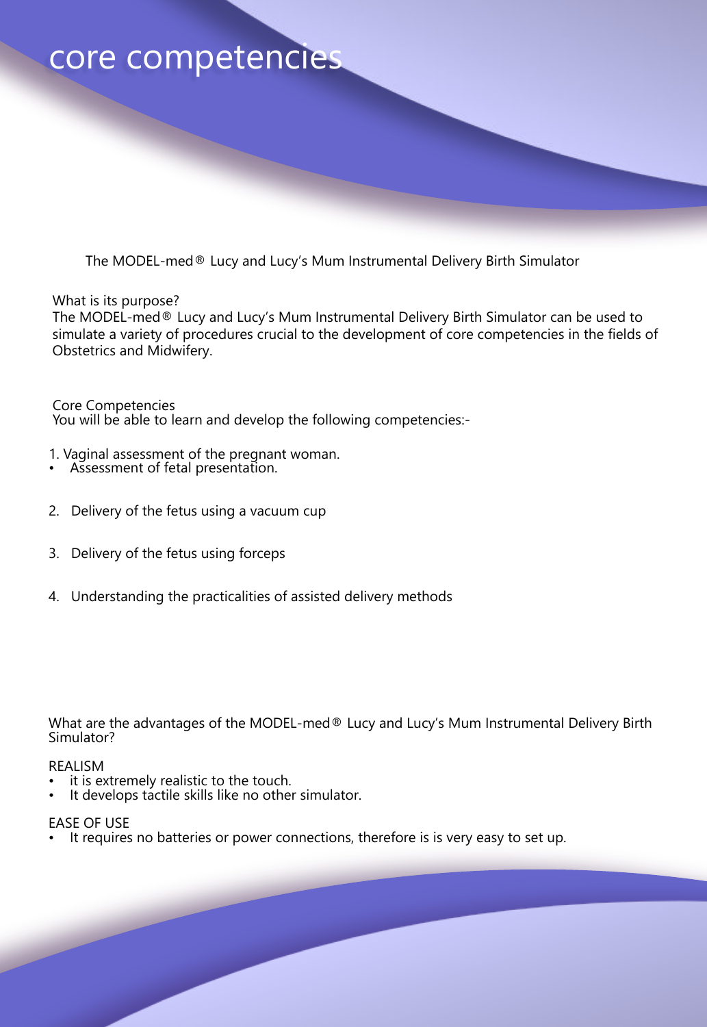# core competencies

The MODEL-med® Lucy and Lucy's Mum Instrumental Delivery Birth Simulator

What is its purpose?
The MODEL-med® Lucy and Lucy's Mum Instrumental Delivery Birth Simulator can be used to simulate a variety of procedures crucial to the development of core competencies in the fields of Obstetrics and Midwifery.

Core Competencies
You will be able to learn and develop the following competencies:-

1. Vaginal assessment of the pregnant woman.
   - Assessment of fetal presentation.

2. Delivery of the fetus using a vacuum cup

3. Delivery of the fetus using forceps

4. Understanding the practicalities of assisted delivery methods

What are the advantages of the MODEL-med® Lucy and Lucy's Mum Instrumental Delivery Birth Simulator?

REALISM
- it is extremely realistic to the touch.
- It develops tactile skills like no other simulator.

EASE OF USE
- It requires no batteries or power connections, therefore is is very easy to set up.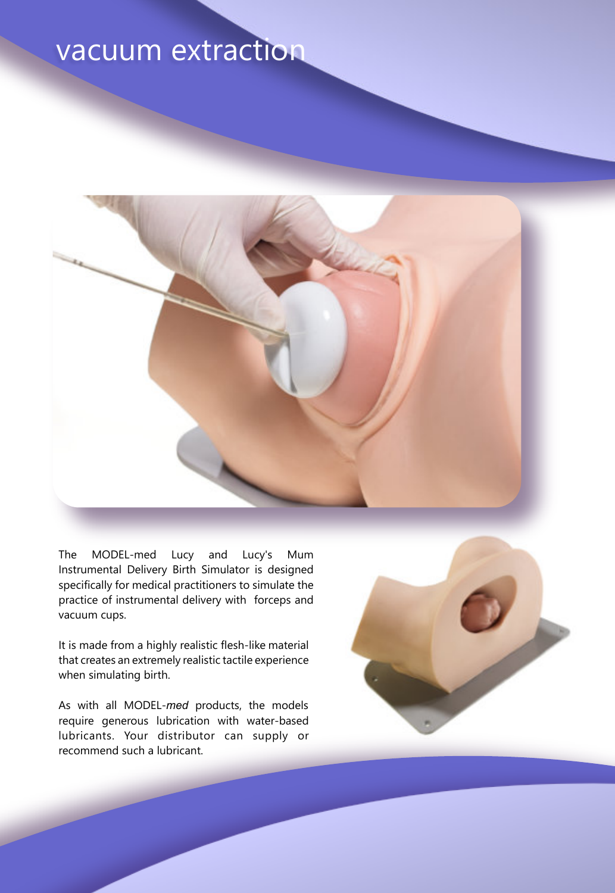# vacuum extraction

The MODEL-med Lucy and Lucy's Mum Instrumental Delivery Birth Simulator is designed specifically for medical practitioners to simulate the practice of instrumental delivery with forceps and vacuum cups.

It is made from a highly realistic flesh-like material that creates an extremely realistic tactile experience when simulating birth.

As with all MODEL-*med* products, the models require generous lubrication with water-based lubricants. Your distributor can supply or recommend such a lubricant.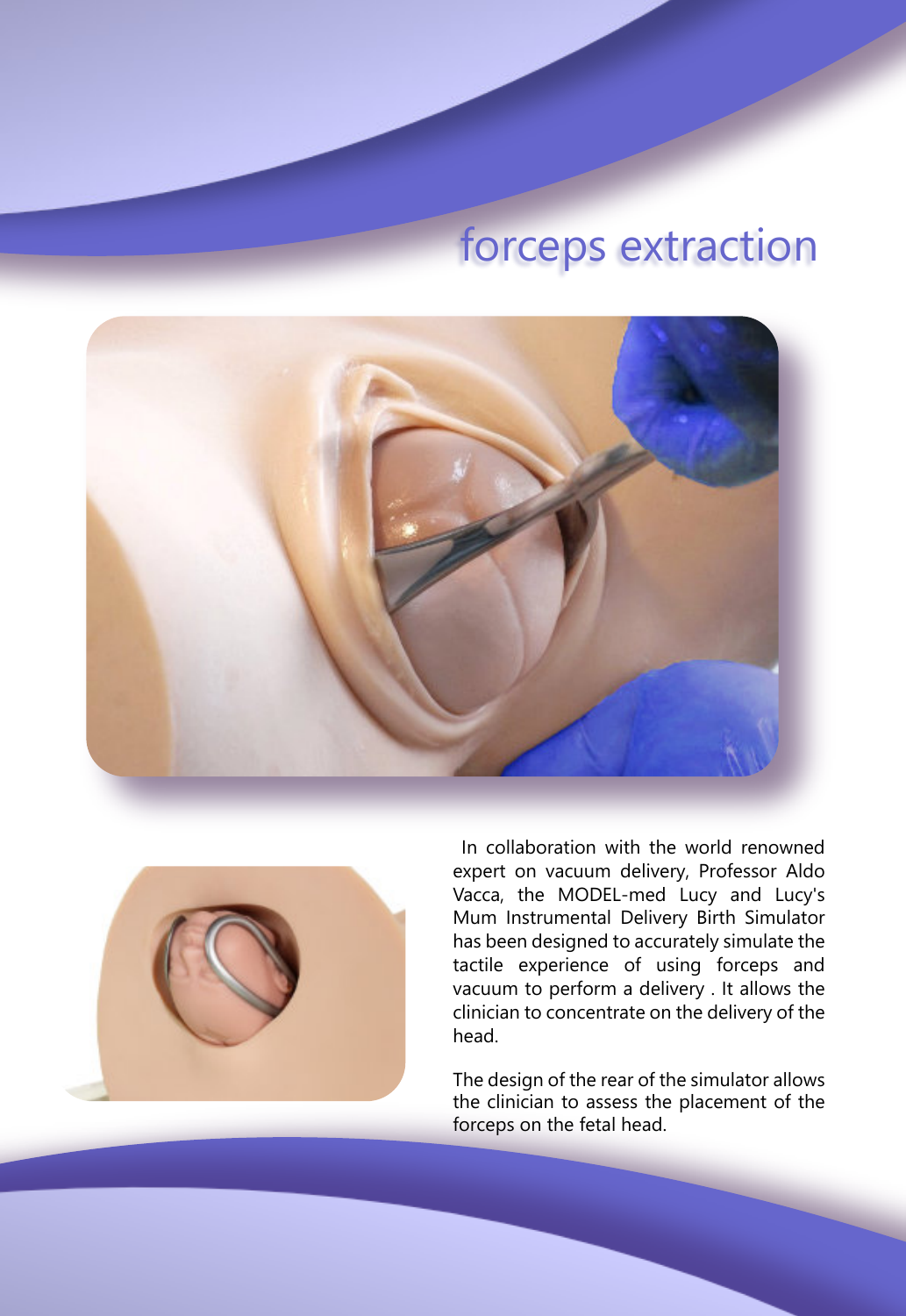# forceps extraction

In collaboration with the world renowned expert on vacuum delivery, Professor Aldo Vacca, the MODEL-med Lucy and Lucy's Mum Instrumental Delivery Birth Simulator has been designed to accurately simulate the tactile experience of using forceps and vacuum to perform a delivery . It allows the clinician to concentrate on the delivery of the head.

The design of the rear of the simulator allows the clinician to assess the placement of the forceps on the fetal head.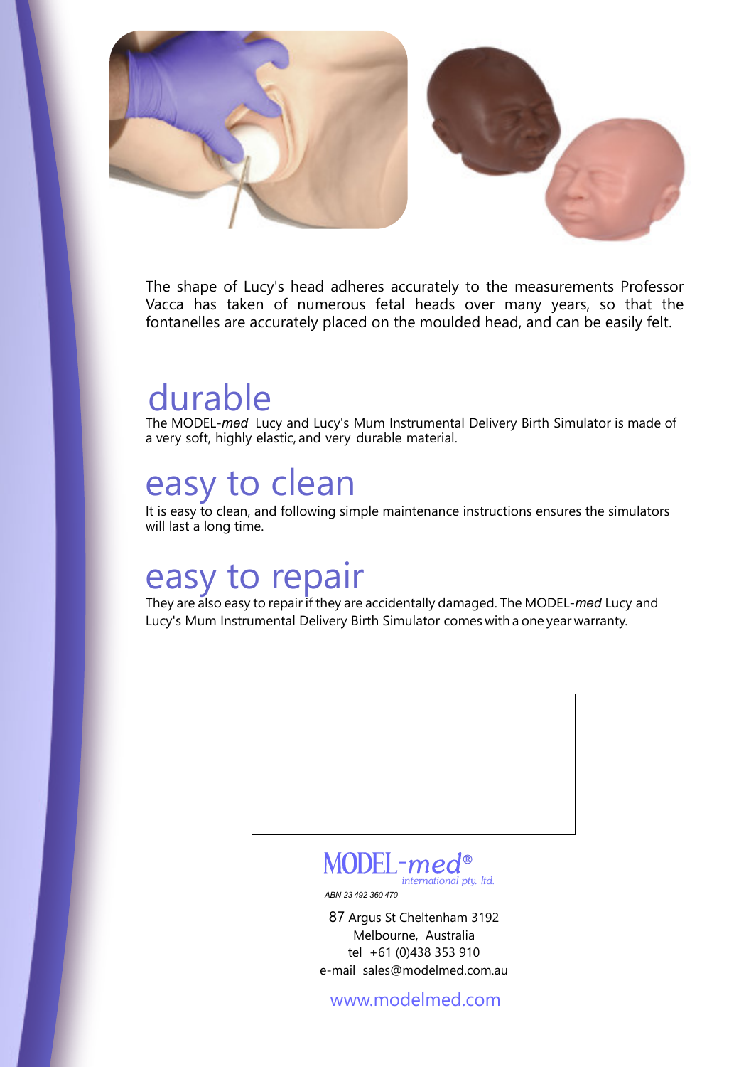The shape of Lucy's head adheres accurately to the measurements Professor Vacca has taken of numerous fetal heads over many years, so that the fontanelles are accurately placed on the moulded head, and can be easily felt.

## durable

The MODEL-*med* Lucy and Lucy's Mum Instrumental Delivery Birth Simulator is made of a very soft, highly elastic, and very durable material.

## easy to clean

It is easy to clean, and following simple maintenance instructions ensures the simulators will last a long time.

## easy to repair

They are also easy to repair if they are accidentally damaged. The MODEL-*med* Lucy and Lucy's Mum Instrumental Delivery Birth Simulator comes with a one year warranty.

MODEL-*med*®
*international pty. ltd.*

*ABN 23 492 360 470*

87 Argus St Cheltenham 3192
Melbourne, Australia
tel +61 (0)438 353 910
e-mail sales@modelmed.com.au

www.modelmed.com